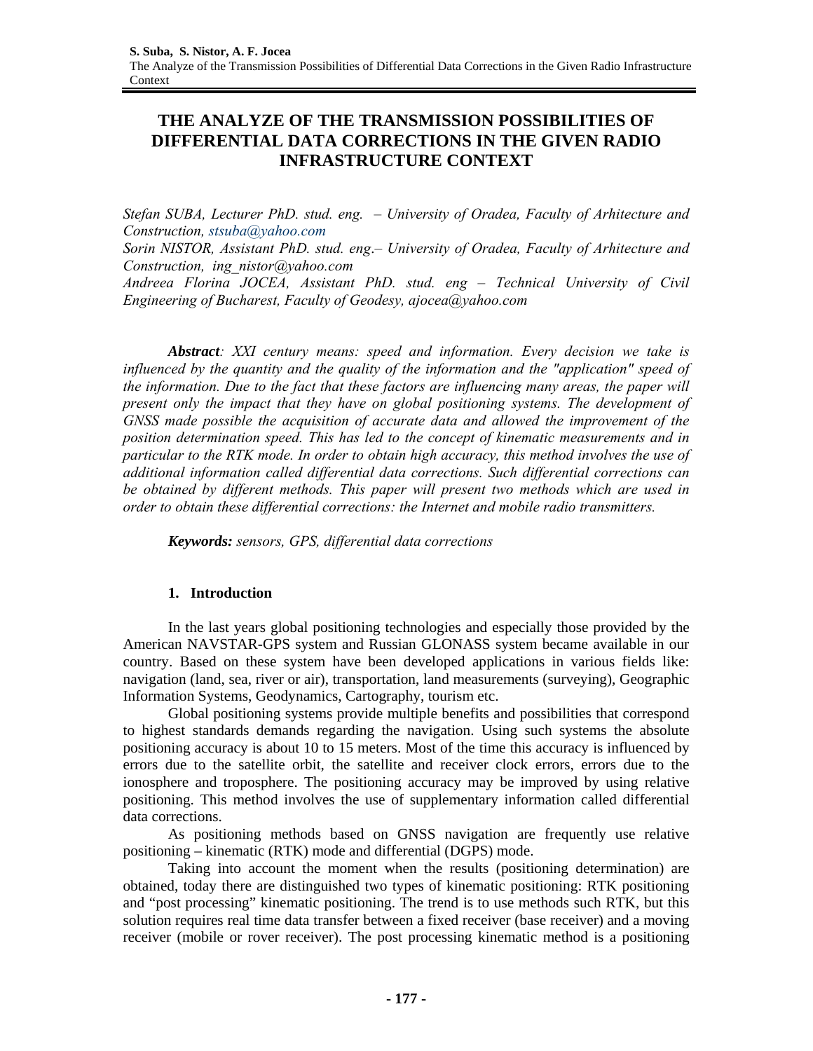# THE ANALYZE OF THE TRANSMISSION POSSIBILITIES OF DIFFERENTIAL DATA CORRECTIONS IN THE GIVEN RADIO INFRASTRUCTURE CONTEXT

*Stefan SUBA, Lecturer PhD. stud. eng. – University of Oradea, Faculty of Arhitecture and Construction, stsuba@yahoo.com*
*Sorin NISTOR, Assistant PhD. stud. eng.– University of Oradea, Faculty of Arhitecture and Construction, ing_nistor@yahoo.com*
*Andreea Florina JOCEA, Assistant PhD. stud. eng – Technical University of Civil Engineering of Bucharest, Faculty of Geodesy, ajocea@yahoo.com*

***Abstract**: XXI century means: speed and information. Every decision we take is influenced by the quantity and the quality of the information and the "application" speed of the information. Due to the fact that these factors are influencing many areas, the paper will present only the impact that they have on global positioning systems. The development of GNSS made possible the acquisition of accurate data and allowed the improvement of the position determination speed. This has led to the concept of kinematic measurements and in particular to the RTK mode. In order to obtain high accuracy, this method involves the use of additional information called differential data corrections. Such differential corrections can be obtained by different methods. This paper will present two methods which are used in order to obtain these differential corrections: the Internet and mobile radio transmitters.*

***Keywords:** sensors, GPS, differential data corrections*

## 1. Introduction

In the last years global positioning technologies and especially those provided by the American NAVSTAR-GPS system and Russian GLONASS system became available in our country. Based on these system have been developed applications in various fields like: navigation (land, sea, river or air), transportation, land measurements (surveying), Geographic Information Systems, Geodynamics, Cartography, tourism etc.

Global positioning systems provide multiple benefits and possibilities that correspond to highest standards demands regarding the navigation. Using such systems the absolute positioning accuracy is about 10 to 15 meters. Most of the time this accuracy is influenced by errors due to the satellite orbit, the satellite and receiver clock errors, errors due to the ionosphere and troposphere. The positioning accuracy may be improved by using relative positioning. This method involves the use of supplementary information called differential data corrections.

As positioning methods based on GNSS navigation are frequently use relative positioning – kinematic (RTK) mode and differential (DGPS) mode.

Taking into account the moment when the results (positioning determination) are obtained, today there are distinguished two types of kinematic positioning: RTK positioning and "post processing" kinematic positioning. The trend is to use methods such RTK, but this solution requires real time data transfer between a fixed receiver (base receiver) and a moving receiver (mobile or rover receiver). The post processing kinematic method is a positioning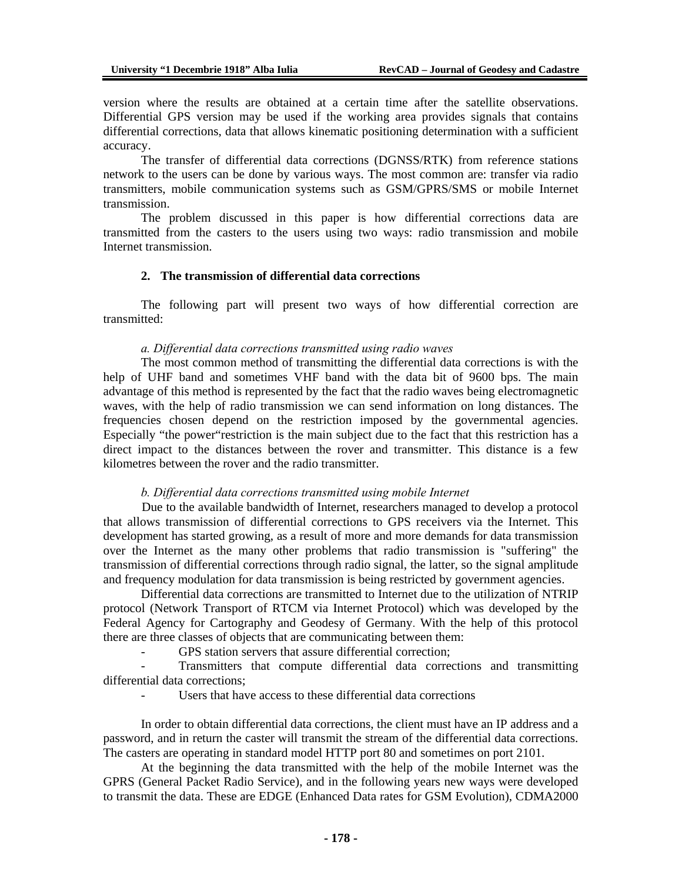version where the results are obtained at a certain time after the satellite observations. Differential GPS version may be used if the working area provides signals that contains differential corrections, data that allows kinematic positioning determination with a sufficient accuracy.

The transfer of differential data corrections (DGNSS/RTK) from reference stations network to the users can be done by various ways. The most common are: transfer via radio transmitters, mobile communication systems such as GSM/GPRS/SMS or mobile Internet transmission.

The problem discussed in this paper is how differential corrections data are transmitted from the casters to the users using two ways: radio transmission and mobile Internet transmission.

## 2. The transmission of differential data corrections

The following part will present two ways of how differential correction are transmitted:

*a. Differential data corrections transmitted using radio waves*

The most common method of transmitting the differential data corrections is with the help of UHF band and sometimes VHF band with the data bit of 9600 bps. The main advantage of this method is represented by the fact that the radio waves being electromagnetic waves, with the help of radio transmission we can send information on long distances. The frequencies chosen depend on the restriction imposed by the governmental agencies. Especially "the power"restriction is the main subject due to the fact that this restriction has a direct impact to the distances between the rover and transmitter. This distance is a few kilometres between the rover and the radio transmitter.

*b. Differential data corrections transmitted using mobile Internet*

Due to the available bandwidth of Internet, researchers managed to develop a protocol that allows transmission of differential corrections to GPS receivers via the Internet. This development has started growing, as a result of more and more demands for data transmission over the Internet as the many other problems that radio transmission is "suffering" the transmission of differential corrections through radio signal, the latter, so the signal amplitude and frequency modulation for data transmission is being restricted by government agencies.

Differential data corrections are transmitted to Internet due to the utilization of NTRIP protocol (Network Transport of RTCM via Internet Protocol) which was developed by the Federal Agency for Cartography and Geodesy of Germany. With the help of this protocol there are three classes of objects that are communicating between them:

- GPS station servers that assure differential correction;
- Transmitters that compute differential data corrections and transmitting differential data corrections;
- Users that have access to these differential data corrections

In order to obtain differential data corrections, the client must have an IP address and a password, and in return the caster will transmit the stream of the differential data corrections. The casters are operating in standard model HTTP port 80 and sometimes on port 2101.

At the beginning the data transmitted with the help of the mobile Internet was the GPRS (General Packet Radio Service), and in the following years new ways were developed to transmit the data. These are EDGE (Enhanced Data rates for GSM Evolution), CDMA2000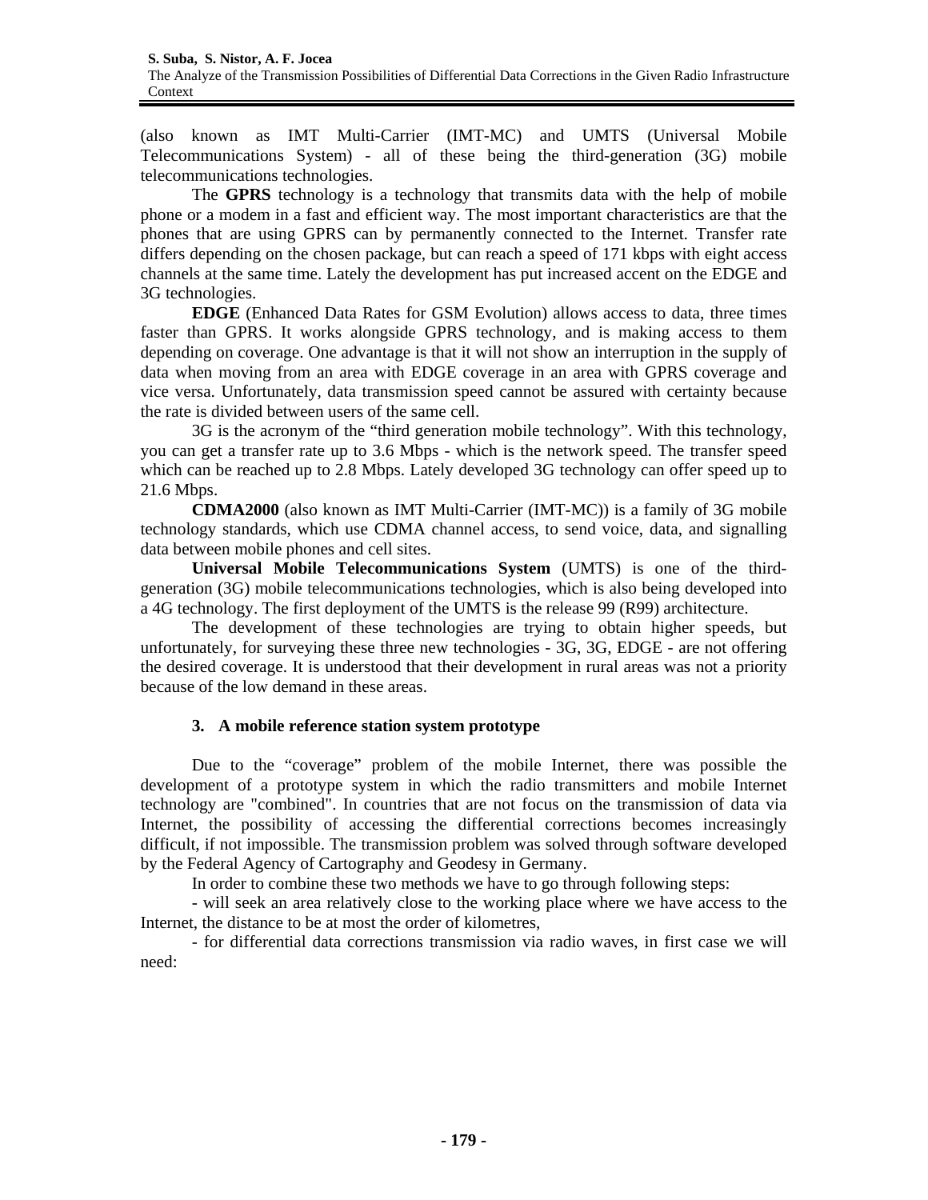(also known as IMT Multi-Carrier (IMT-MC) and UMTS (Universal Mobile Telecommunications System) - all of these being the third-generation (3G) mobile telecommunications technologies.

The **GPRS** technology is a technology that transmits data with the help of mobile phone or a modem in a fast and efficient way. The most important characteristics are that the phones that are using GPRS can by permanently connected to the Internet. Transfer rate differs depending on the chosen package, but can reach a speed of 171 kbps with eight access channels at the same time. Lately the development has put increased accent on the EDGE and 3G technologies.

**EDGE** (Enhanced Data Rates for GSM Evolution) allows access to data, three times faster than GPRS. It works alongside GPRS technology, and is making access to them depending on coverage. One advantage is that it will not show an interruption in the supply of data when moving from an area with EDGE coverage in an area with GPRS coverage and vice versa. Unfortunately, data transmission speed cannot be assured with certainty because the rate is divided between users of the same cell.

3G is the acronym of the "third generation mobile technology". With this technology, you can get a transfer rate up to 3.6 Mbps - which is the network speed. The transfer speed which can be reached up to 2.8 Mbps. Lately developed 3G technology can offer speed up to 21.6 Mbps.

**CDMA2000** (also known as IMT Multi-Carrier (IMT-MC)) is a family of 3G mobile technology standards, which use CDMA channel access, to send voice, data, and signalling data between mobile phones and cell sites.

**Universal Mobile Telecommunications System** (UMTS) is one of the third-generation (3G) mobile telecommunications technologies, which is also being developed into a 4G technology. The first deployment of the UMTS is the release 99 (R99) architecture.

The development of these technologies are trying to obtain higher speeds, but unfortunately, for surveying these three new technologies - 3G, 3G, EDGE - are not offering the desired coverage. It is understood that their development in rural areas was not a priority because of the low demand in these areas.

## 3. A mobile reference station system prototype

Due to the "coverage" problem of the mobile Internet, there was possible the development of a prototype system in which the radio transmitters and mobile Internet technology are "combined". In countries that are not focus on the transmission of data via Internet, the possibility of accessing the differential corrections becomes increasingly difficult, if not impossible. The transmission problem was solved through software developed by the Federal Agency of Cartography and Geodesy in Germany.

In order to combine these two methods we have to go through following steps:

- will seek an area relatively close to the working place where we have access to the Internet, the distance to be at most the order of kilometres,
- for differential data corrections transmission via radio waves, in first case we will need: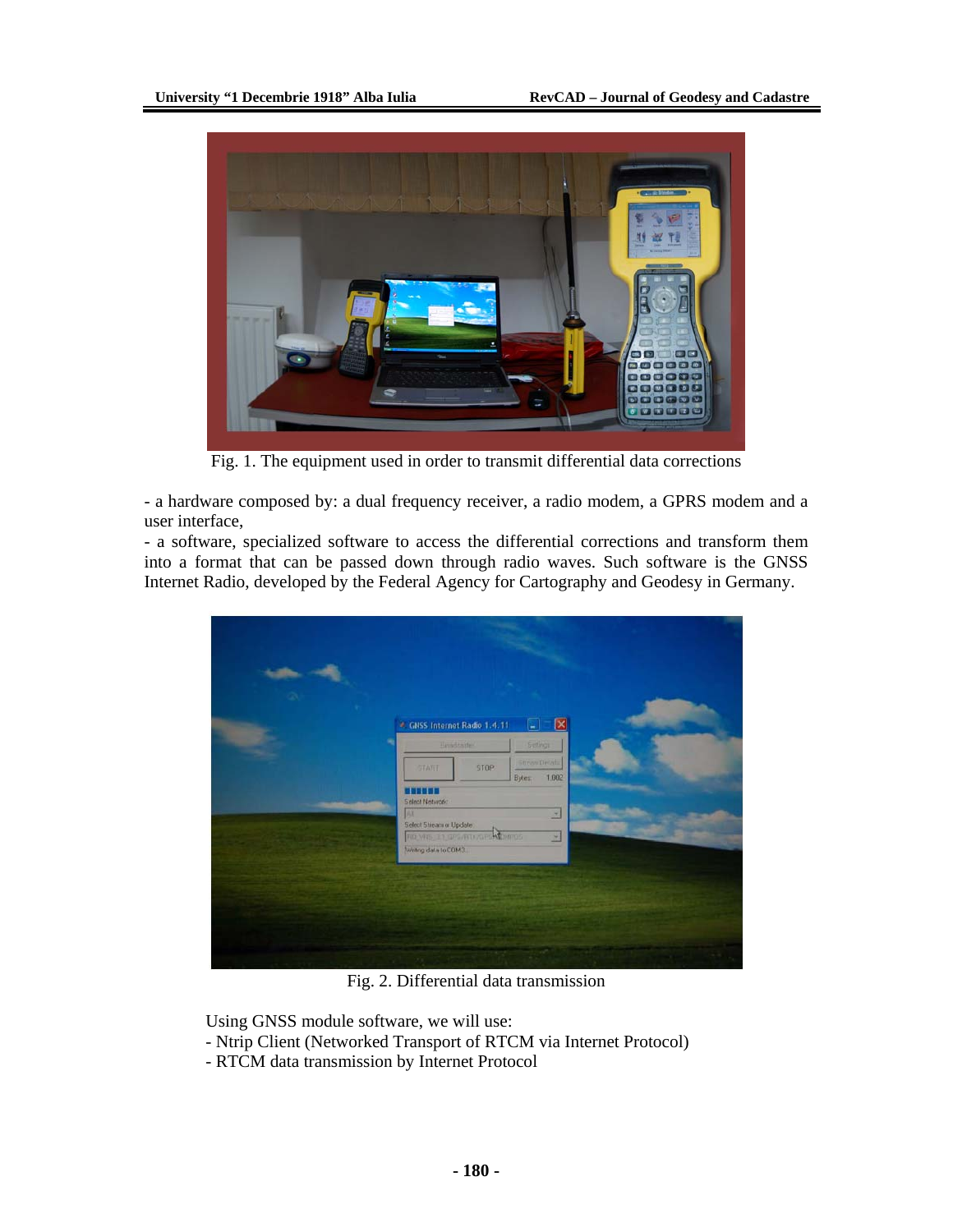Fig. 1. The equipment used in order to transmit differential data corrections

- a hardware composed by: a dual frequency receiver, a radio modem, a GPRS modem and a user interface,
- a software, specialized software to access the differential corrections and transform them into a format that can be passed down through radio waves. Such software is the GNSS Internet Radio, developed by the Federal Agency for Cartography and Geodesy in Germany.

Fig. 2. Differential data transmission

Using GNSS module software, we will use:
- Ntrip Client (Networked Transport of RTCM via Internet Protocol)
- RTCM data transmission by Internet Protocol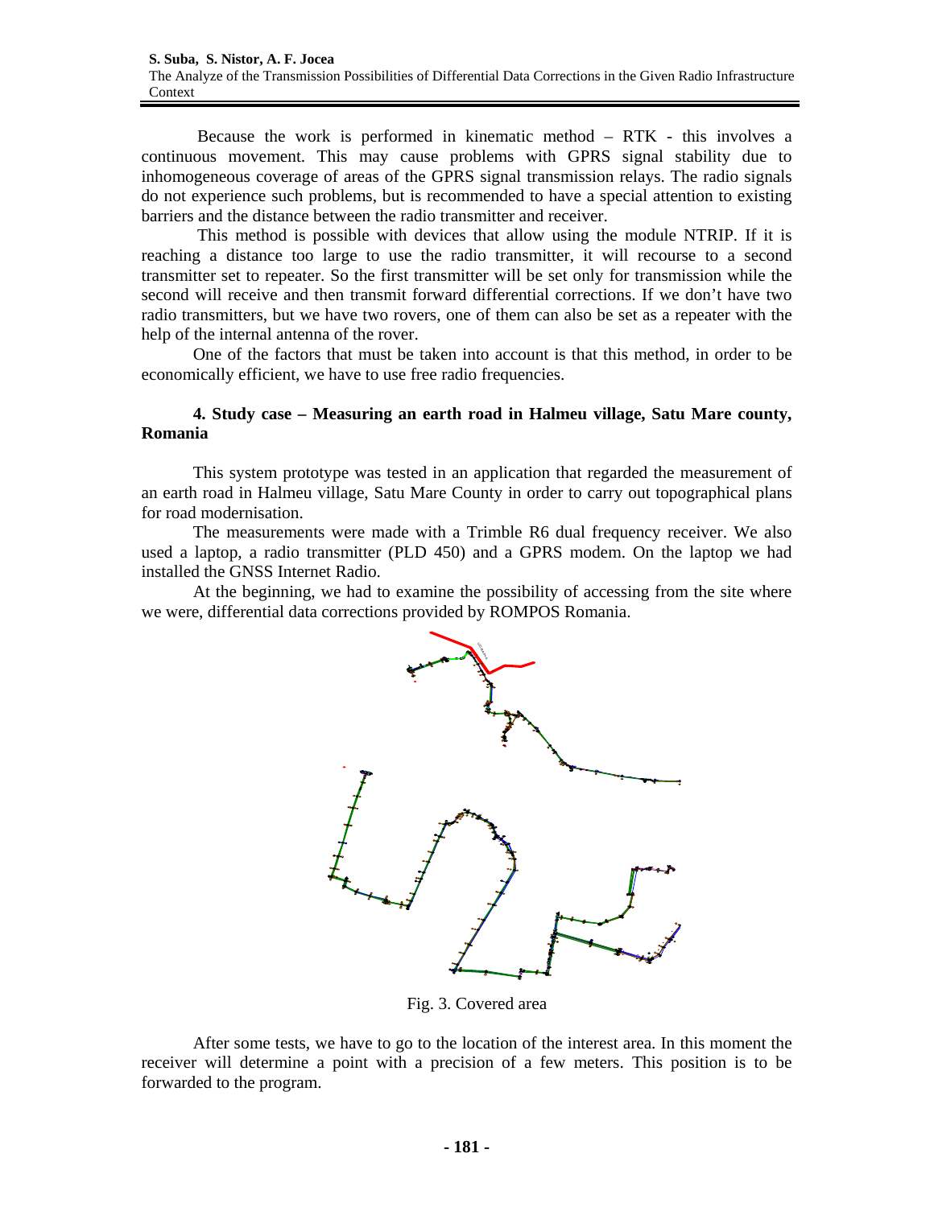Because the work is performed in kinematic method – RTK - this involves a continuous movement. This may cause problems with GPRS signal stability due to inhomogeneous coverage of areas of the GPRS signal transmission relays. The radio signals do not experience such problems, but is recommended to have a special attention to existing barriers and the distance between the radio transmitter and receiver.

This method is possible with devices that allow using the module NTRIP. If it is reaching a distance too large to use the radio transmitter, it will recourse to a second transmitter set to repeater. So the first transmitter will be set only for transmission while the second will receive and then transmit forward differential corrections. If we don't have two radio transmitters, but we have two rovers, one of them can also be set as a repeater with the help of the internal antenna of the rover.

One of the factors that must be taken into account is that this method, in order to be economically efficient, we have to use free radio frequencies.

### 4. Study case – Measuring an earth road in Halmeu village, Satu Mare county, Romania

This system prototype was tested in an application that regarded the measurement of an earth road in Halmeu village, Satu Mare County in order to carry out topographical plans for road modernisation.

The measurements were made with a Trimble R6 dual frequency receiver. We also used a laptop, a radio transmitter (PLD 450) and a GPRS modem. On the laptop we had installed the GNSS Internet Radio.

At the beginning, we had to examine the possibility of accessing from the site where we were, differential data corrections provided by ROMPOS Romania.

Fig. 3. Covered area

After some tests, we have to go to the location of the interest area. In this moment the receiver will determine a point with a precision of a few meters. This position is to be forwarded to the program.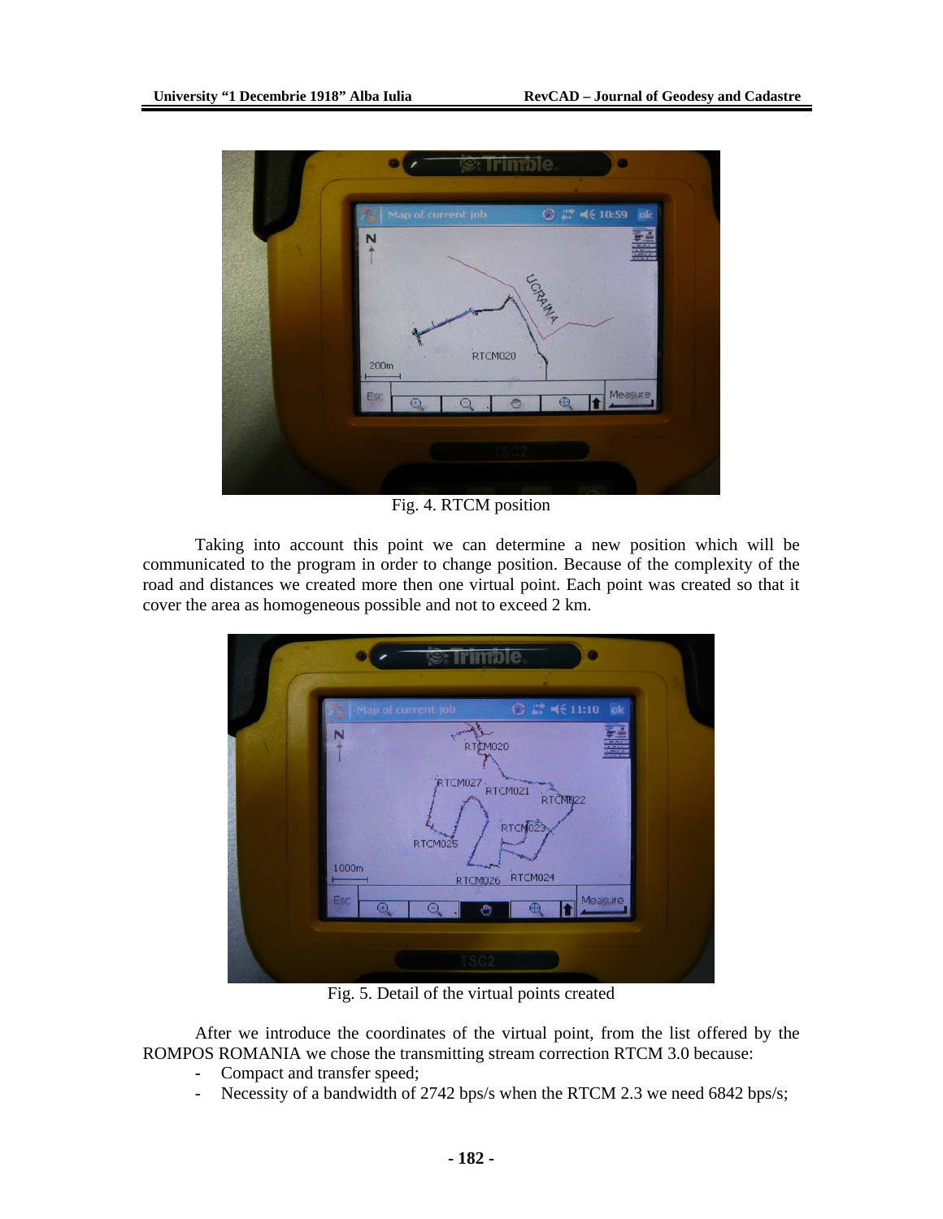Fig. 4. RTCM position

Taking into account this point we can determine a new position which will be communicated to the program in order to change position. Because of the complexity of the road and distances we created more then one virtual point. Each point was created so that it cover the area as homogeneous possible and not to exceed 2 km.

Fig. 5. Detail of the virtual points created

After we introduce the coordinates of the virtual point, from the list offered by the ROMPOS ROMANIA we chose the transmitting stream correction RTCM 3.0 because:

- Compact and transfer speed;
- Necessity of a bandwidth of 2742 bps/s when the RTCM 2.3 we need 6842 bps/s;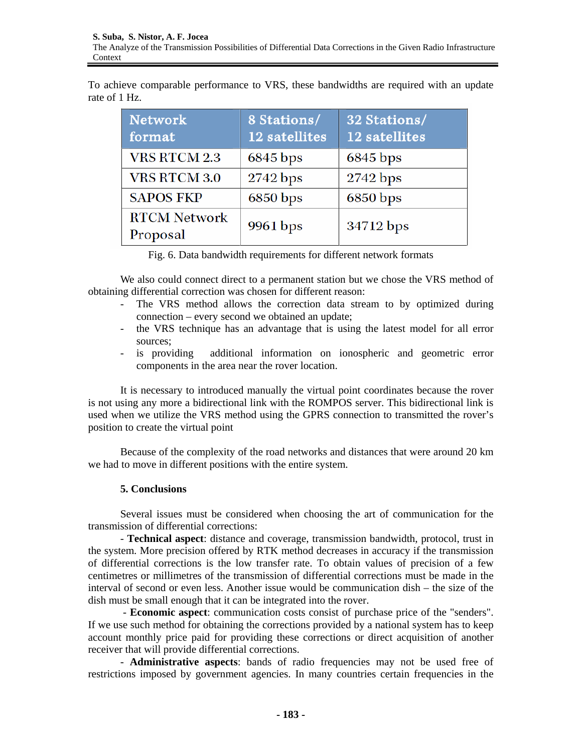To achieve comparable performance to VRS, these bandwidths are required with an update rate of 1 Hz.

| Network format | 8 Stations/ 12 satellites | 32 Stations/ 12 satellites |
|---|---|---|
| VRS RTCM 2.3 | 6845 bps | 6845 bps |
| VRS RTCM 3.0 | 2742 bps | 2742 bps |
| SAPOS FKP | 6850 bps | 6850 bps |
| RTCM Network Proposal | 9961 bps | 34712 bps |

Fig. 6. Data bandwidth requirements for different network formats

We also could connect direct to a permanent station but we chose the VRS method of obtaining differential correction was chosen for different reason:

- The VRS method allows the correction data stream to by optimized during connection – every second we obtained an update;
- the VRS technique has an advantage that is using the latest model for all error sources;
- is providing additional information on ionospheric and geometric error components in the area near the rover location.

It is necessary to introduced manually the virtual point coordinates because the rover is not using any more a bidirectional link with the ROMPOS server. This bidirectional link is used when we utilize the VRS method using the GPRS connection to transmitted the rover's position to create the virtual point

Because of the complexity of the road networks and distances that were around 20 km we had to move in different positions with the entire system.

## 5. Conclusions

Several issues must be considered when choosing the art of communication for the transmission of differential corrections:

- **Technical aspect**: distance and coverage, transmission bandwidth, protocol, trust in the system. More precision offered by RTK method decreases in accuracy if the transmission of differential corrections is the low transfer rate. To obtain values of precision of a few centimetres or millimetres of the transmission of differential corrections must be made in the interval of second or even less. Another issue would be communication dish – the size of the dish must be small enough that it can be integrated into the rover.

- **Economic aspect**: communication costs consist of purchase price of the "senders". If we use such method for obtaining the corrections provided by a national system has to keep account monthly price paid for providing these corrections or direct acquisition of another receiver that will provide differential corrections.

- **Administrative aspects**: bands of radio frequencies may not be used free of restrictions imposed by government agencies. In many countries certain frequencies in the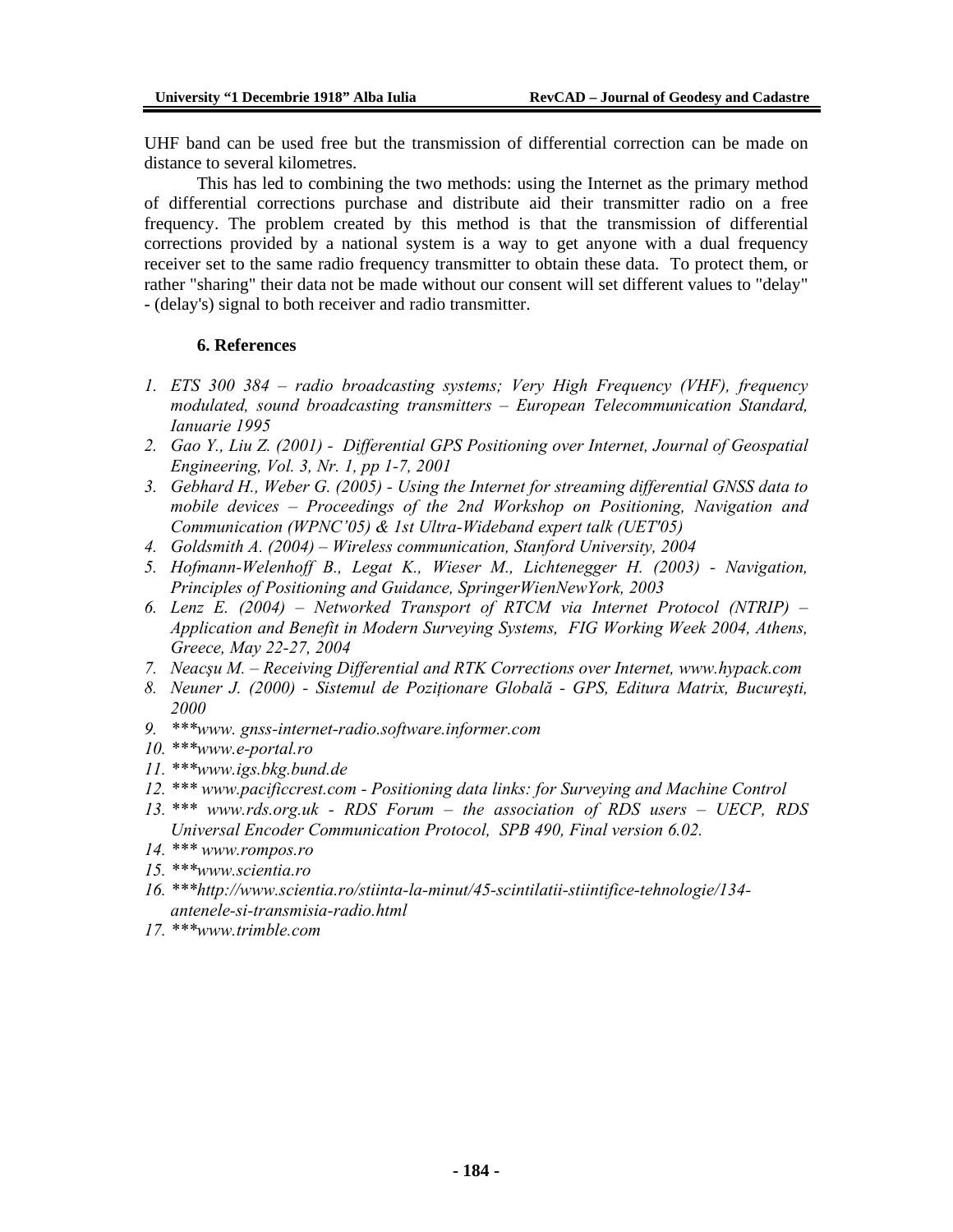UHF band can be used free but the transmission of differential correction can be made on distance to several kilometres.

This has led to combining the two methods: using the Internet as the primary method of differential corrections purchase and distribute aid their transmitter radio on a free frequency. The problem created by this method is that the transmission of differential corrections provided by a national system is a way to get anyone with a dual frequency receiver set to the same radio frequency transmitter to obtain these data. To protect them, or rather "sharing" their data not be made without our consent will set different values to "delay" - (delay's) signal to both receiver and radio transmitter.

## 6. References

1. *ETS 300 384 – radio broadcasting systems; Very High Frequency (VHF), frequency modulated, sound broadcasting transmitters – European Telecommunication Standard, Ianuarie 1995*
2. *Gao Y., Liu Z. (2001) - Differential GPS Positioning over Internet, Journal of Geospatial Engineering, Vol. 3, Nr. 1, pp 1-7, 2001*
3. *Gebhard H., Weber G. (2005) - Using the Internet for streaming differential GNSS data to mobile devices – Proceedings of the 2nd Workshop on Positioning, Navigation and Communication (WPNC'05) & 1st Ultra-Wideband expert talk (UET'05)*
4. *Goldsmith A. (2004) – Wireless communication, Stanford University, 2004*
5. *Hofmann-Welenhoff B., Legat K., Wieser M., Lichtenegger H. (2003) - Navigation, Principles of Positioning and Guidance, SpringerWienNewYork, 2003*
6. *Lenz E. (2004) – Networked Transport of RTCM via Internet Protocol (NTRIP) – Application and Benefit in Modern Surveying Systems, FIG Working Week 2004, Athens, Greece, May 22-27, 2004*
7. *Neacşu M. – Receiving Differential and RTK Corrections over Internet, www.hypack.com*
8. *Neuner J. (2000) - Sistemul de Poziționare Globală - GPS, Editura Matrix, Bucureşti, 2000*
9. *\*\*\*www. gnss-internet-radio.software.informer.com*
10. *\*\*\*www.e-portal.ro*
11. *\*\*\*www.igs.bkg.bund.de*
12. *\*\*\* www.pacificcrest.com - Positioning data links: for Surveying and Machine Control*
13. *\*\*\* www.rds.org.uk - RDS Forum – the association of RDS users – UECP, RDS Universal Encoder Communication Protocol, SPB 490, Final version 6.02.*
14. *\*\*\* www.rompos.ro*
15. *\*\*\*www.scientia.ro*
16. *\*\*\*http://www.scientia.ro/stiinta-la-minut/45-scintilatii-stiintifice-tehnologie/134-antenele-si-transmisia-radio.html*
17. *\*\*\*www.trimble.com*